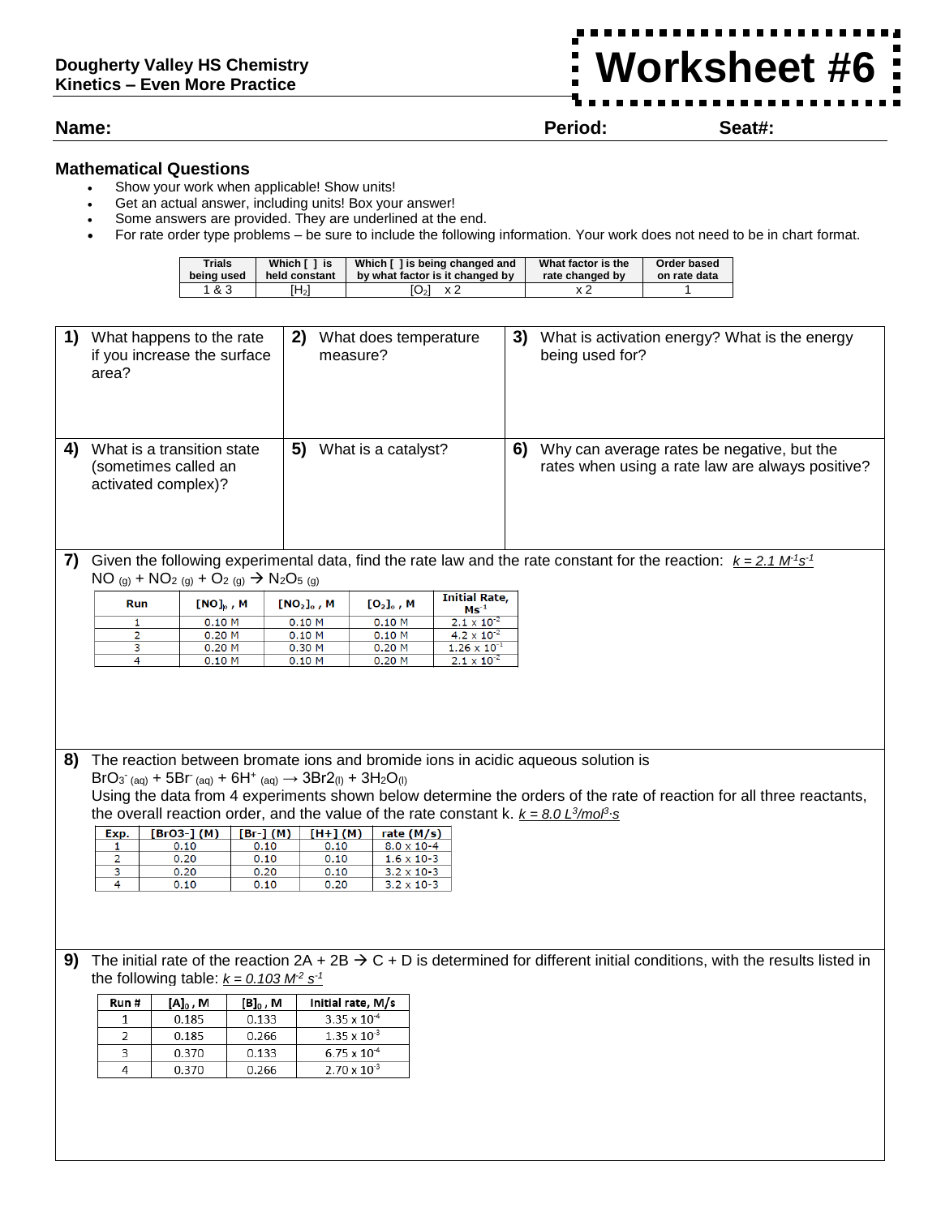**Dougherty Valley HS Chemistry**
**Kinetics – Even More Practice**

# Worksheet #6

**Name:** **Period:** **Seat#:**

## Mathematical Questions

- Show your work when applicable! Show units!
- Get an actual answer, including units! Box your answer!
- Some answers are provided. They are underlined at the end.
- For rate order type problems – be sure to include the following information. Your work does not need to be in chart format.

| Trials being used | Which [ ] is held constant | Which [ ] is being changed and by what factor is it changed by | What factor is the rate changed by | Order based on rate data |
|---|---|---|---|---|
| 1 & 3 | $[H_2]$ | $[O_2]$ x 2 | x 2 | 1 |

**1)** What happens to the rate if you increase the surface area?

**2)** What does temperature measure?

**3)** What is activation energy? What is the energy being used for?

**4)** What is a transition state (sometimes called an activated complex)?

**5)** What is a catalyst?

**6)** Why can average rates be negative, but the rates when using a rate law are always positive?

**7)** Given the following experimental data, find the rate law and the rate constant for the reaction: <u>$k = 2.1\ M^{-1}s^{-1}$</u>

$NO_{(g)} + NO_{2\,(g)} + O_{2\,(g)} \rightarrow N_2O_{5\,(g)}$

| Run | $[NO]_o$, M | $[NO_2]_o$, M | $[O_2]_o$, M | Initial Rate, $Ms^{-1}$ |
|---|---|---|---|---|
| 1 | 0.10 M | 0.10 M | 0.10 M | $2.1 \times 10^{-2}$ |
| 2 | 0.20 M | 0.10 M | 0.10 M | $4.2 \times 10^{-2}$ |
| 3 | 0.20 M | 0.30 M | 0.20 M | $1.26 \times 10^{-1}$ |
| 4 | 0.10 M | 0.10 M | 0.20 M | $2.1 \times 10^{-2}$ |

**8)** The reaction between bromate ions and bromide ions in acidic aqueous solution is

$BrO_3^-{}_{(aq)} + 5Br^-{}_{(aq)} + 6H^+{}_{(aq)} \rightarrow 3Br2_{(l)} + 3H_2O_{(l)}$

Using the data from 4 experiments shown below determine the orders of the rate of reaction for all three reactants, the overall reaction order, and the value of the rate constant k. <u>$k = 8.0\ L^3/mol^3\cdot s$</u>

| Exp. | [BrO3-] (M) | [Br-] (M) | [H+] (M) | rate (M/s) |
|---|---|---|---|---|
| 1 | 0.10 | 0.10 | 0.10 | 8.0 x 10-4 |
| 2 | 0.20 | 0.10 | 0.10 | 1.6 x 10-3 |
| 3 | 0.20 | 0.20 | 0.10 | 3.2 x 10-3 |
| 4 | 0.10 | 0.10 | 0.20 | 3.2 x 10-3 |

**9)** The initial rate of the reaction 2A + 2B → C + D is determined for different initial conditions, with the results listed in the following table: <u>$k = 0.103\ M^{-2}\ s^{-1}$</u>

| Run # | $[A]_0$, M | $[B]_0$, M | Initial rate, M/s |
|---|---|---|---|
| 1 | 0.185 | 0.133 | $3.35 \times 10^{-4}$ |
| 2 | 0.185 | 0.266 | $1.35 \times 10^{-3}$ |
| 3 | 0.370 | 0.133 | $6.75 \times 10^{-4}$ |
| 4 | 0.370 | 0.266 | $2.70 \times 10^{-3}$ |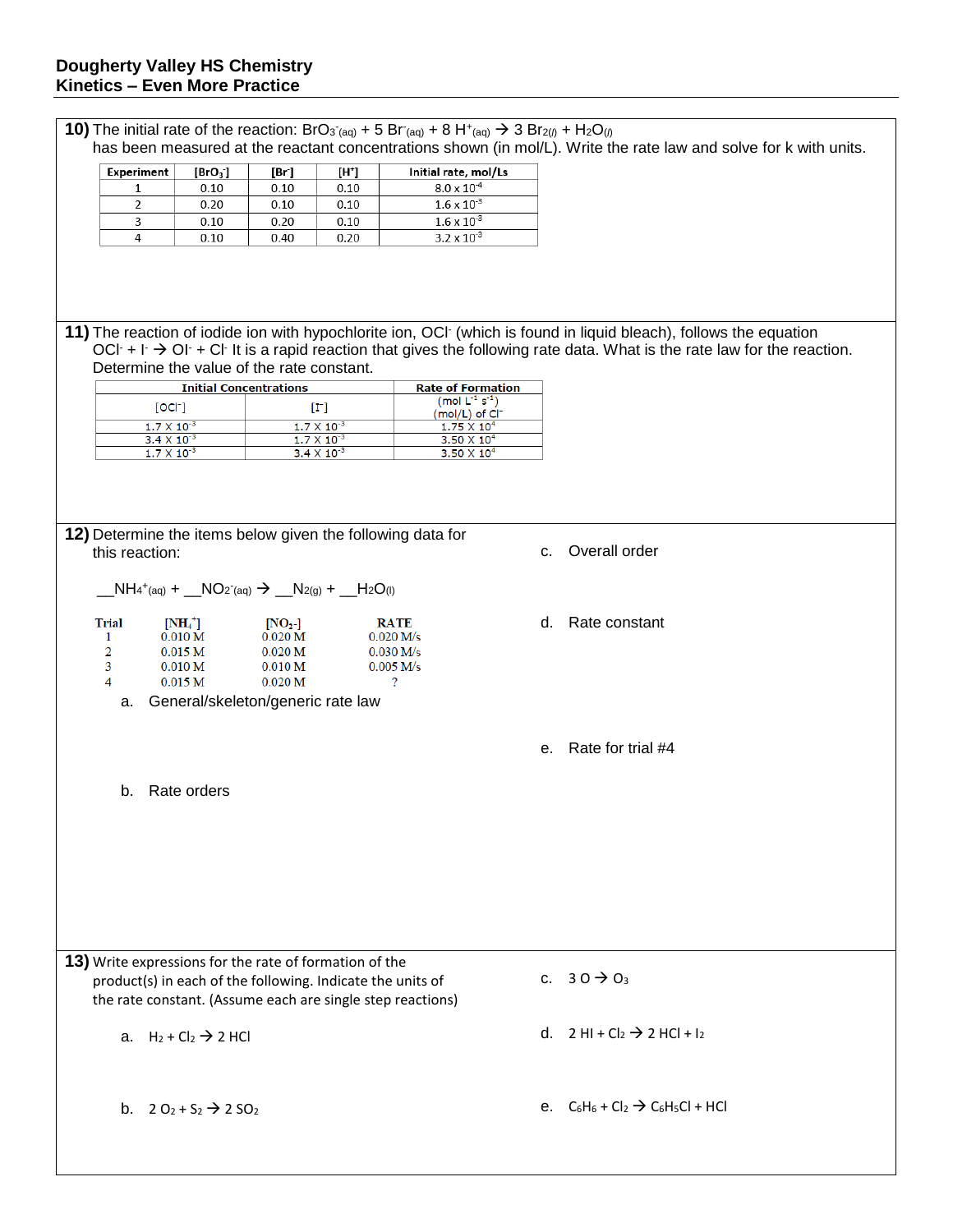# Dougherty Valley HS Chemistry

## Kinetics – Even More Practice

**10)** The initial rate of the reaction: $BrO_3^-{}_{(aq)} + 5\ Br^-{}_{(aq)} + 8\ H^+{}_{(aq)} \rightarrow 3\ Br_{2(l)} + H_2O_{(l)}$ has been measured at the reactant concentrations shown (in mol/L). Write the rate law and solve for k with units.

| Experiment | $[BrO_3^-]$ | $[Br^-]$ | $[H^+]$ | Initial rate, mol/Ls |
|---|---|---|---|---|
| 1 | 0.10 | 0.10 | 0.10 | $8.0 \times 10^{-4}$ |
| 2 | 0.20 | 0.10 | 0.10 | $1.6 \times 10^{-3}$ |
| 3 | 0.10 | 0.20 | 0.10 | $1.6 \times 10^{-3}$ |
| 4 | 0.10 | 0.40 | 0.20 | $3.2 \times 10^{-3}$ |

**11)** The reaction of iodide ion with hypochlorite ion, $OCl^-$ (which is found in liquid bleach), follows the equation $OCl^- + I^- \rightarrow OI^- + Cl^-$ It is a rapid reaction that gives the following rate data. What is the rate law for the reaction. Determine the value of the rate constant.

| Initial Concentrations | | Rate of Formation |
|---|---|---|
| $[OCl^-]$ | $[I^-]$ | (mol $L^{-1}$ $s^{-1}$) (mol/L) of $Cl^-$ |
| $1.7 \times 10^{-3}$ | $1.7 \times 10^{-3}$ | $1.75 \times 10^{4}$ |
| $3.4 \times 10^{-3}$ | $1.7 \times 10^{-3}$ | $3.50 \times 10^{4}$ |
| $1.7 \times 10^{-3}$ | $3.4 \times 10^{-3}$ | $3.50 \times 10^{4}$ |

**12)** Determine the items below given the following data for this reaction:

__$NH_4^+{}_{(aq)}$ + __$NO_2^-{}_{(aq)}$ $\rightarrow$ __$N_{2(g)}$ + __$H_2O_{(l)}$

| Trial | $[NH_4^+]$ | $[NO_2^-]$ | RATE |
|---|---|---|---|
| 1 | 0.010 M | 0.020 M | 0.020 M/s |
| 2 | 0.015 M | 0.020 M | 0.030 M/s |
| 3 | 0.010 M | 0.010 M | 0.005 M/s |
| 4 | 0.015 M | 0.020 M | ? |

a. General/skeleton/generic rate law

b. Rate orders

c. Overall order

d. Rate constant

e. Rate for trial #4

**13)** Write expressions for the rate of formation of the product(s) in each of the following. Indicate the units of the rate constant. (Assume each are single step reactions)

a. $H_2 + Cl_2 \rightarrow 2\ HCl$

b. $2\ O_2 + S_2 \rightarrow 2\ SO_2$

c. $3\ O \rightarrow O_3$

d. $2\ HI + Cl_2 \rightarrow 2\ HCl + I_2$

e. $C_6H_6 + Cl_2 \rightarrow C_6H_5Cl + HCl$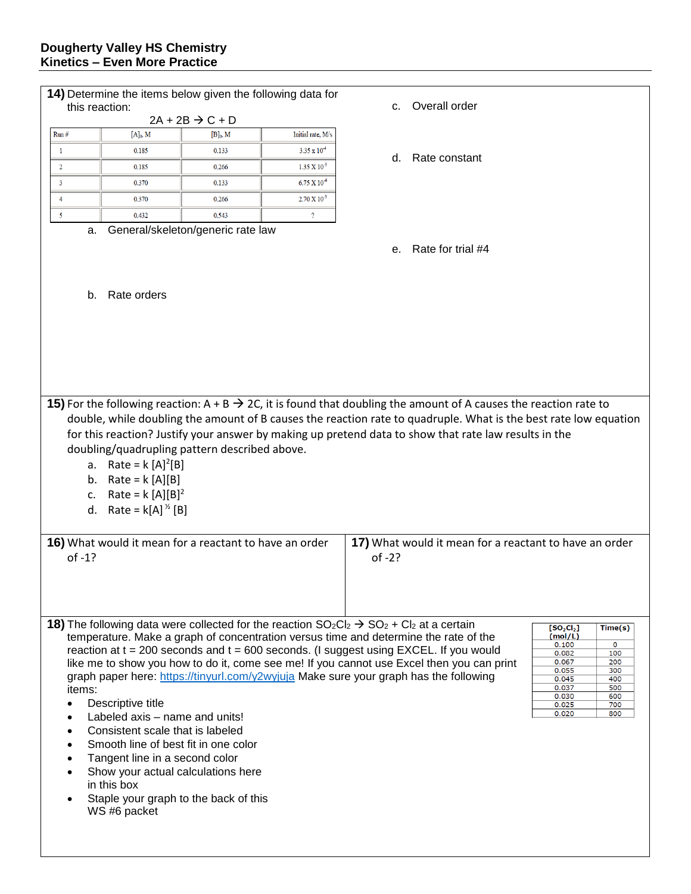## Dougherty Valley HS Chemistry
## Kinetics – Even More Practice

**14)** Determine the items below given the following data for this reaction:

$$2A + 2B \rightarrow C + D$$

| Run # | $[A]_0$, M | $[B]_0$, M | Initial rate, M/s |
|---|---|---|---|
| 1 | 0.185 | 0.133 | $3.35 \times 10^{-4}$ |
| 2 | 0.185 | 0.266 | $1.35 \times 10^{-3}$ |
| 3 | 0.370 | 0.133 | $6.75 \times 10^{-4}$ |
| 4 | 0.370 | 0.266 | $2.70 \times 10^{-3}$ |
| 5 | 0.432 | 0.543 | ? |

a. General/skeleton/generic rate law

b. Rate orders

c. Overall order

d. Rate constant

e. Rate for trial #4

**15)** For the following reaction: $A + B \rightarrow 2C$, it is found that doubling the amount of A causes the reaction rate to double, while doubling the amount of B causes the reaction rate to quadruple. What is the best rate low equation for this reaction? Justify your answer by making up pretend data to show that rate law results in the doubling/quadrupling pattern described above.

a. Rate = $k [A]^2[B]$
b. Rate = $k [A][B]$
c. Rate = $k [A][B]^2$
d. Rate = $k[A]^{½} [B]$

**16)** What would it mean for a reactant to have an order of -1?

**17)** What would it mean for a reactant to have an order of -2?

**18)** The following data were collected for the reaction $SO_2Cl_2 \rightarrow SO_2 + Cl_2$ at a certain temperature. Make a graph of concentration versus time and determine the rate of the reaction at t = 200 seconds and t = 600 seconds. (I suggest using EXCEL. If you would like me to show you how to do it, come see me! If you cannot use Excel then you can print graph paper here: https://tinyurl.com/y2wyjuja Make sure your graph has the following items:

- Descriptive title
- Labeled axis – name and units!
- Consistent scale that is labeled
- Smooth line of best fit in one color
- Tangent line in a second color
- Show your actual calculations here in this box
- Staple your graph to the back of this WS #6 packet

| $[SO_2Cl_2]$ (mol/L) | Time(s) |
|---|---|
| 0.100 | 0 |
| 0.082 | 100 |
| 0.067 | 200 |
| 0.055 | 300 |
| 0.045 | 400 |
| 0.037 | 500 |
| 0.030 | 600 |
| 0.025 | 700 |
| 0.020 | 800 |